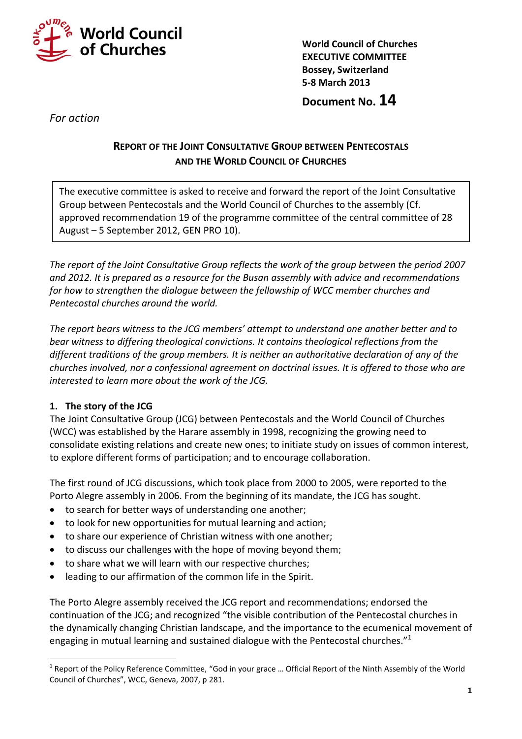World Council of Churches

**World Council of Churches**
**EXECUTIVE COMMITTEE**
**Bossey, Switzerland**
**5-8 March 2013**

**Document No. 14**

*For action*

## REPORT OF THE JOINT CONSULTATIVE GROUP BETWEEN PENTECOSTALS AND THE WORLD COUNCIL OF CHURCHES

> The executive committee is asked to receive and forward the report of the Joint Consultative Group between Pentecostals and the World Council of Churches to the assembly (Cf. approved recommendation 19 of the programme committee of the central committee of 28 August – 5 September 2012, GEN PRO 10).

*The report of the Joint Consultative Group reflects the work of the group between the period 2007 and 2012. It is prepared as a resource for the Busan assembly with advice and recommendations for how to strengthen the dialogue between the fellowship of WCC member churches and Pentecostal churches around the world.*

*The report bears witness to the JCG members' attempt to understand one another better and to bear witness to differing theological convictions. It contains theological reflections from the different traditions of the group members. It is neither an authoritative declaration of any of the churches involved, nor a confessional agreement on doctrinal issues. It is offered to those who are interested to learn more about the work of the JCG.*

### 1. The story of the JCG

The Joint Consultative Group (JCG) between Pentecostals and the World Council of Churches (WCC) was established by the Harare assembly in 1998, recognizing the growing need to consolidate existing relations and create new ones; to initiate study on issues of common interest, to explore different forms of participation; and to encourage collaboration.

The first round of JCG discussions, which took place from 2000 to 2005, were reported to the Porto Alegre assembly in 2006. From the beginning of its mandate, the JCG has sought.

- to search for better ways of understanding one another;
- to look for new opportunities for mutual learning and action;
- to share our experience of Christian witness with one another;
- to discuss our challenges with the hope of moving beyond them;
- to share what we will learn with our respective churches;
- leading to our affirmation of the common life in the Spirit.

The Porto Alegre assembly received the JCG report and recommendations; endorsed the continuation of the JCG; and recognized "the visible contribution of the Pentecostal churches in the dynamically changing Christian landscape, and the importance to the ecumenical movement of engaging in mutual learning and sustained dialogue with the Pentecostal churches."[1]

[1] Report of the Policy Reference Committee, "God in your grace … Official Report of the Ninth Assembly of the World Council of Churches", WCC, Geneva, 2007, p 281.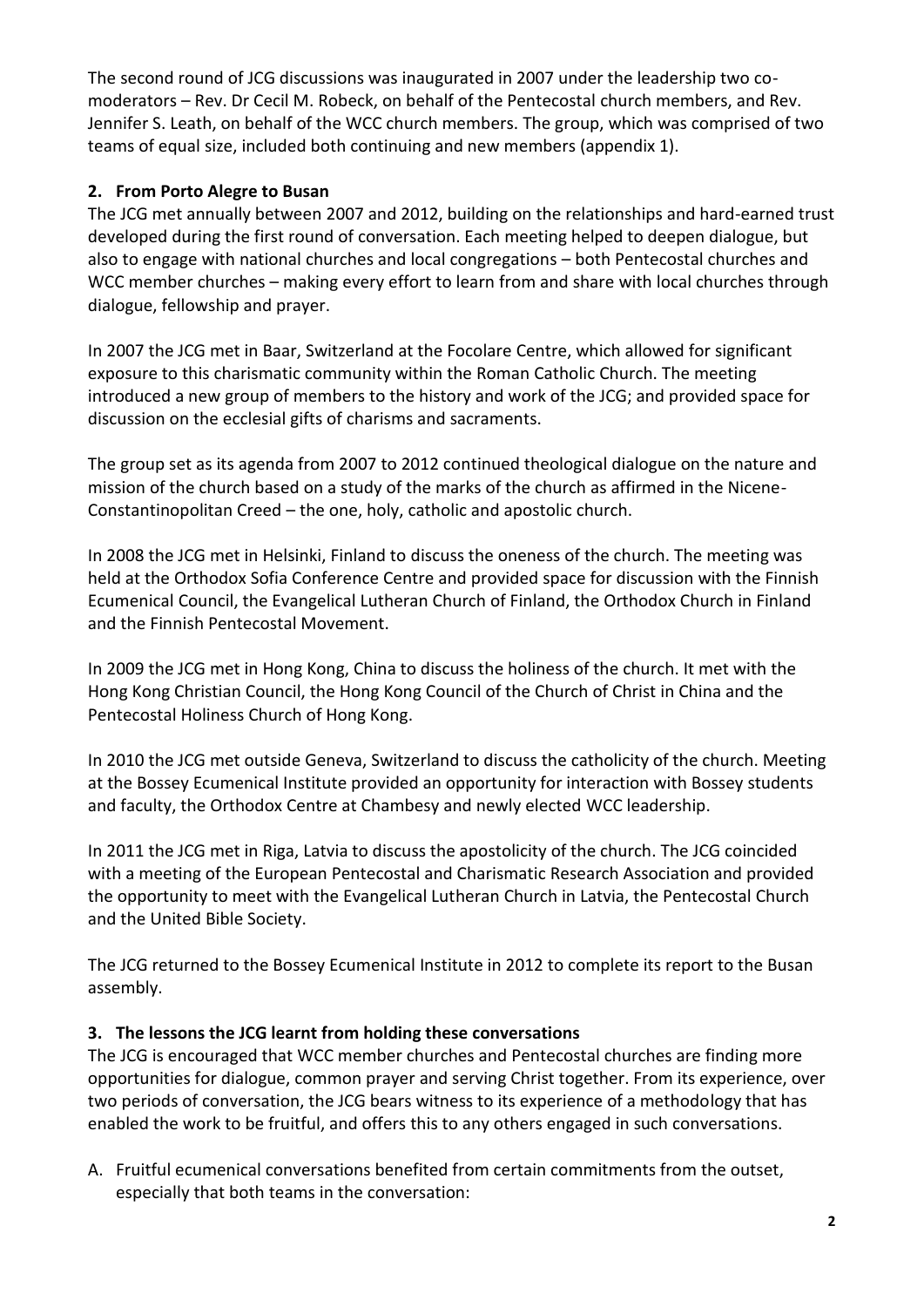The second round of JCG discussions was inaugurated in 2007 under the leadership two co-moderators – Rev. Dr Cecil M. Robeck, on behalf of the Pentecostal church members, and Rev. Jennifer S. Leath, on behalf of the WCC church members. The group, which was comprised of two teams of equal size, included both continuing and new members (appendix 1).

## 2. From Porto Alegre to Busan

The JCG met annually between 2007 and 2012, building on the relationships and hard-earned trust developed during the first round of conversation. Each meeting helped to deepen dialogue, but also to engage with national churches and local congregations – both Pentecostal churches and WCC member churches – making every effort to learn from and share with local churches through dialogue, fellowship and prayer.

In 2007 the JCG met in Baar, Switzerland at the Focolare Centre, which allowed for significant exposure to this charismatic community within the Roman Catholic Church. The meeting introduced a new group of members to the history and work of the JCG; and provided space for discussion on the ecclesial gifts of charisms and sacraments.

The group set as its agenda from 2007 to 2012 continued theological dialogue on the nature and mission of the church based on a study of the marks of the church as affirmed in the Nicene-Constantinopolitan Creed – the one, holy, catholic and apostolic church.

In 2008 the JCG met in Helsinki, Finland to discuss the oneness of the church. The meeting was held at the Orthodox Sofia Conference Centre and provided space for discussion with the Finnish Ecumenical Council, the Evangelical Lutheran Church of Finland, the Orthodox Church in Finland and the Finnish Pentecostal Movement.

In 2009 the JCG met in Hong Kong, China to discuss the holiness of the church. It met with the Hong Kong Christian Council, the Hong Kong Council of the Church of Christ in China and the Pentecostal Holiness Church of Hong Kong.

In 2010 the JCG met outside Geneva, Switzerland to discuss the catholicity of the church. Meeting at the Bossey Ecumenical Institute provided an opportunity for interaction with Bossey students and faculty, the Orthodox Centre at Chambesy and newly elected WCC leadership.

In 2011 the JCG met in Riga, Latvia to discuss the apostolicity of the church. The JCG coincided with a meeting of the European Pentecostal and Charismatic Research Association and provided the opportunity to meet with the Evangelical Lutheran Church in Latvia, the Pentecostal Church and the United Bible Society.

The JCG returned to the Bossey Ecumenical Institute in 2012 to complete its report to the Busan assembly.

## 3. The lessons the JCG learnt from holding these conversations

The JCG is encouraged that WCC member churches and Pentecostal churches are finding more opportunities for dialogue, common prayer and serving Christ together. From its experience, over two periods of conversation, the JCG bears witness to its experience of a methodology that has enabled the work to be fruitful, and offers this to any others engaged in such conversations.

A. Fruitful ecumenical conversations benefited from certain commitments from the outset, especially that both teams in the conversation: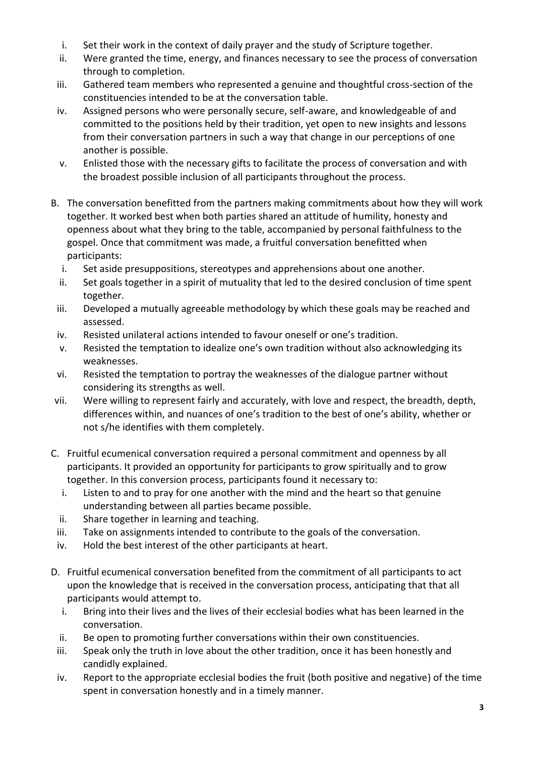i. Set their work in the context of daily prayer and the study of Scripture together.
ii. Were granted the time, energy, and finances necessary to see the process of conversation through to completion.
iii. Gathered team members who represented a genuine and thoughtful cross-section of the constituencies intended to be at the conversation table.
iv. Assigned persons who were personally secure, self-aware, and knowledgeable of and committed to the positions held by their tradition, yet open to new insights and lessons from their conversation partners in such a way that change in our perceptions of one another is possible.
v. Enlisted those with the necessary gifts to facilitate the process of conversation and with the broadest possible inclusion of all participants throughout the process.

B. The conversation benefitted from the partners making commitments about how they will work together. It worked best when both parties shared an attitude of humility, honesty and openness about what they bring to the table, accompanied by personal faithfulness to the gospel. Once that commitment was made, a fruitful conversation benefitted when participants:
   i. Set aside presuppositions, stereotypes and apprehensions about one another.
   ii. Set goals together in a spirit of mutuality that led to the desired conclusion of time spent together.
   iii. Developed a mutually agreeable methodology by which these goals may be reached and assessed.
   iv. Resisted unilateral actions intended to favour oneself or one's tradition.
   v. Resisted the temptation to idealize one's own tradition without also acknowledging its weaknesses.
   vi. Resisted the temptation to portray the weaknesses of the dialogue partner without considering its strengths as well.
   vii. Were willing to represent fairly and accurately, with love and respect, the breadth, depth, differences within, and nuances of one's tradition to the best of one's ability, whether or not s/he identifies with them completely.

C. Fruitful ecumenical conversation required a personal commitment and openness by all participants. It provided an opportunity for participants to grow spiritually and to grow together. In this conversion process, participants found it necessary to:
   i. Listen to and to pray for one another with the mind and the heart so that genuine understanding between all parties became possible.
   ii. Share together in learning and teaching.
   iii. Take on assignments intended to contribute to the goals of the conversation.
   iv. Hold the best interest of the other participants at heart.

D. Fruitful ecumenical conversation benefited from the commitment of all participants to act upon the knowledge that is received in the conversation process, anticipating that that all participants would attempt to.
   i. Bring into their lives and the lives of their ecclesial bodies what has been learned in the conversation.
   ii. Be open to promoting further conversations within their own constituencies.
   iii. Speak only the truth in love about the other tradition, once it has been honestly and candidly explained.
   iv. Report to the appropriate ecclesial bodies the fruit (both positive and negative) of the time spent in conversation honestly and in a timely manner.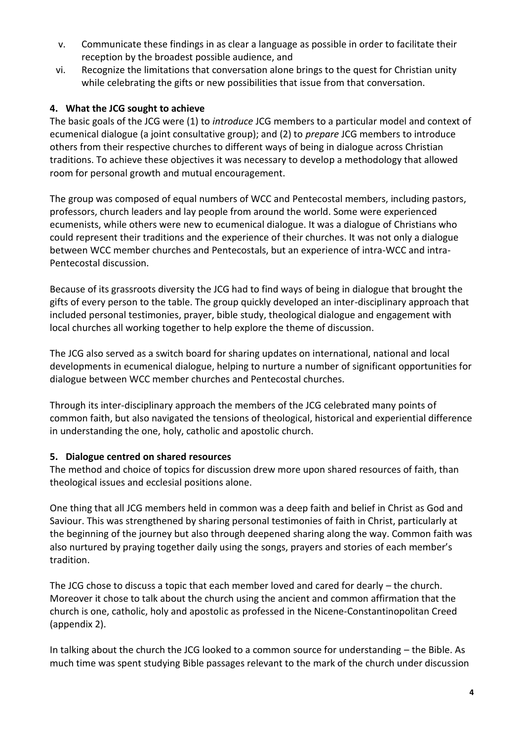v. Communicate these findings in as clear a language as possible in order to facilitate their reception by the broadest possible audience, and
vi. Recognize the limitations that conversation alone brings to the quest for Christian unity while celebrating the gifts or new possibilities that issue from that conversation.

## 4. What the JCG sought to achieve

The basic goals of the JCG were (1) to *introduce* JCG members to a particular model and context of ecumenical dialogue (a joint consultative group); and (2) to *prepare* JCG members to introduce others from their respective churches to different ways of being in dialogue across Christian traditions. To achieve these objectives it was necessary to develop a methodology that allowed room for personal growth and mutual encouragement.

The group was composed of equal numbers of WCC and Pentecostal members, including pastors, professors, church leaders and lay people from around the world. Some were experienced ecumenists, while others were new to ecumenical dialogue. It was a dialogue of Christians who could represent their traditions and the experience of their churches. It was not only a dialogue between WCC member churches and Pentecostals, but an experience of intra-WCC and intra-Pentecostal discussion.

Because of its grassroots diversity the JCG had to find ways of being in dialogue that brought the gifts of every person to the table. The group quickly developed an inter-disciplinary approach that included personal testimonies, prayer, bible study, theological dialogue and engagement with local churches all working together to help explore the theme of discussion.

The JCG also served as a switch board for sharing updates on international, national and local developments in ecumenical dialogue, helping to nurture a number of significant opportunities for dialogue between WCC member churches and Pentecostal churches.

Through its inter-disciplinary approach the members of the JCG celebrated many points of common faith, but also navigated the tensions of theological, historical and experiential difference in understanding the one, holy, catholic and apostolic church.

## 5. Dialogue centred on shared resources

The method and choice of topics for discussion drew more upon shared resources of faith, than theological issues and ecclesial positions alone.

One thing that all JCG members held in common was a deep faith and belief in Christ as God and Saviour. This was strengthened by sharing personal testimonies of faith in Christ, particularly at the beginning of the journey but also through deepened sharing along the way. Common faith was also nurtured by praying together daily using the songs, prayers and stories of each member's tradition.

The JCG chose to discuss a topic that each member loved and cared for dearly – the church. Moreover it chose to talk about the church using the ancient and common affirmation that the church is one, catholic, holy and apostolic as professed in the Nicene-Constantinopolitan Creed (appendix 2).

In talking about the church the JCG looked to a common source for understanding – the Bible. As much time was spent studying Bible passages relevant to the mark of the church under discussion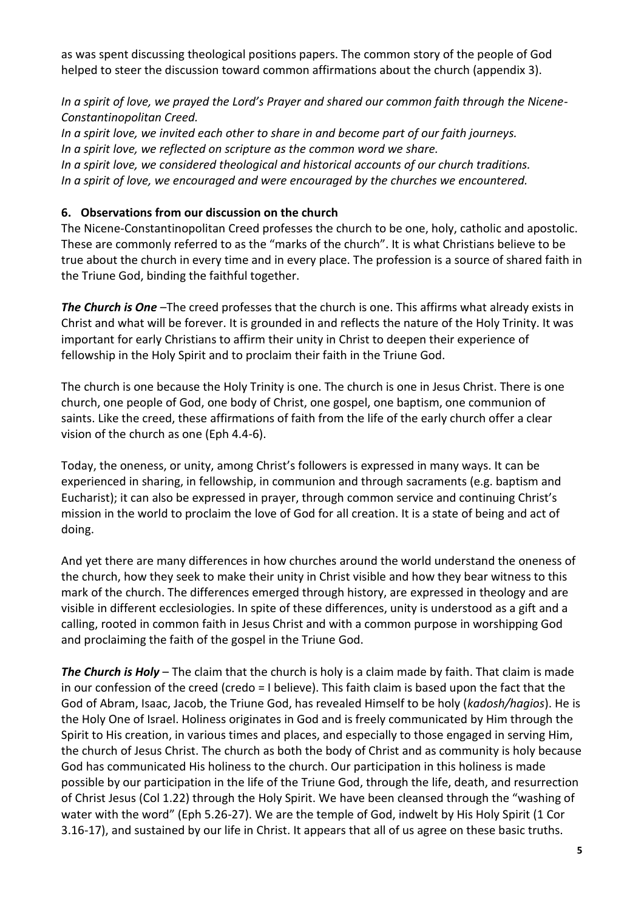as was spent discussing theological positions papers. The common story of the people of God helped to steer the discussion toward common affirmations about the church (appendix 3).

*In a spirit of love, we prayed the Lord's Prayer and shared our common faith through the Nicene-Constantinopolitan Creed.*
*In a spirit love, we invited each other to share in and become part of our faith journeys.*
*In a spirit love, we reflected on scripture as the common word we share.*
*In a spirit love, we considered theological and historical accounts of our church traditions.*
*In a spirit of love, we encouraged and were encouraged by the churches we encountered.*

## 6. Observations from our discussion on the church

The Nicene-Constantinopolitan Creed professes the church to be one, holy, catholic and apostolic. These are commonly referred to as the "marks of the church". It is what Christians believe to be true about the church in every time and in every place. The profession is a source of shared faith in the Triune God, binding the faithful together.

***The Church is One*** –The creed professes that the church is one. This affirms what already exists in Christ and what will be forever. It is grounded in and reflects the nature of the Holy Trinity. It was important for early Christians to affirm their unity in Christ to deepen their experience of fellowship in the Holy Spirit and to proclaim their faith in the Triune God.

The church is one because the Holy Trinity is one. The church is one in Jesus Christ. There is one church, one people of God, one body of Christ, one gospel, one baptism, one communion of saints. Like the creed, these affirmations of faith from the life of the early church offer a clear vision of the church as one (Eph 4.4-6).

Today, the oneness, or unity, among Christ's followers is expressed in many ways. It can be experienced in sharing, in fellowship, in communion and through sacraments (e.g. baptism and Eucharist); it can also be expressed in prayer, through common service and continuing Christ's mission in the world to proclaim the love of God for all creation. It is a state of being and act of doing.

And yet there are many differences in how churches around the world understand the oneness of the church, how they seek to make their unity in Christ visible and how they bear witness to this mark of the church. The differences emerged through history, are expressed in theology and are visible in different ecclesiologies. In spite of these differences, unity is understood as a gift and a calling, rooted in common faith in Jesus Christ and with a common purpose in worshipping God and proclaiming the faith of the gospel in the Triune God.

***The Church is Holy*** – The claim that the church is holy is a claim made by faith. That claim is made in our confession of the creed (credo = I believe). This faith claim is based upon the fact that the God of Abram, Isaac, Jacob, the Triune God, has revealed Himself to be holy (*kadosh/hagios*). He is the Holy One of Israel. Holiness originates in God and is freely communicated by Him through the Spirit to His creation, in various times and places, and especially to those engaged in serving Him, the church of Jesus Christ. The church as both the body of Christ and as community is holy because God has communicated His holiness to the church. Our participation in this holiness is made possible by our participation in the life of the Triune God, through the life, death, and resurrection of Christ Jesus (Col 1.22) through the Holy Spirit. We have been cleansed through the "washing of water with the word" (Eph 5.26-27). We are the temple of God, indwelt by His Holy Spirit (1 Cor 3.16-17), and sustained by our life in Christ. It appears that all of us agree on these basic truths.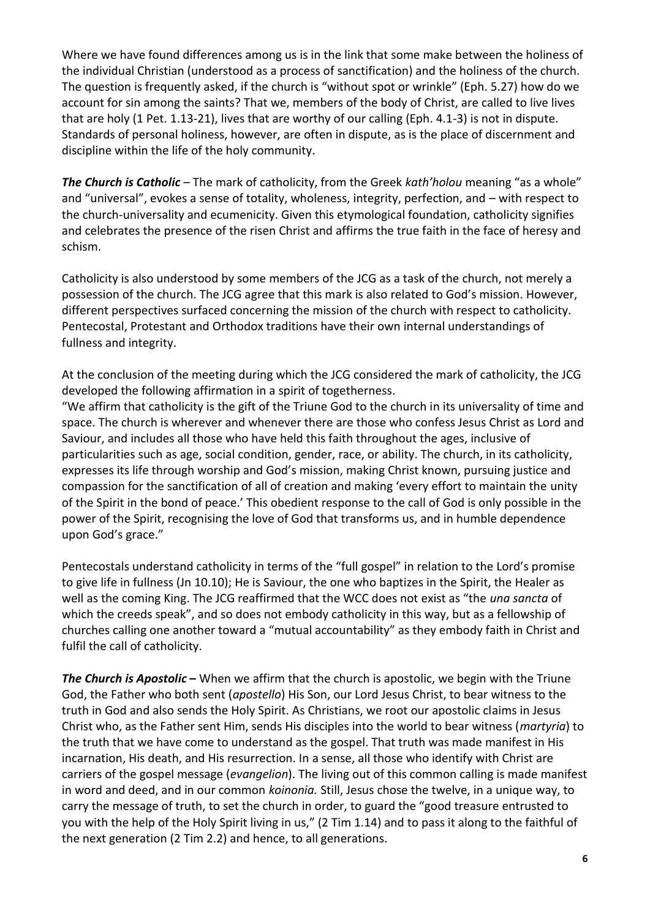Where we have found differences among us is in the link that some make between the holiness of the individual Christian (understood as a process of sanctification) and the holiness of the church. The question is frequently asked, if the church is "without spot or wrinkle" (Eph. 5.27) how do we account for sin among the saints? That we, members of the body of Christ, are called to live lives that are holy (1 Pet. 1.13-21), lives that are worthy of our calling (Eph. 4.1-3) is not in dispute. Standards of personal holiness, however, are often in dispute, as is the place of discernment and discipline within the life of the holy community.

***The Church is Catholic*** – The mark of catholicity, from the Greek *kath'holou* meaning "as a whole" and "universal", evokes a sense of totality, wholeness, integrity, perfection, and – with respect to the church-universality and ecumenicity. Given this etymological foundation, catholicity signifies and celebrates the presence of the risen Christ and affirms the true faith in the face of heresy and schism.

Catholicity is also understood by some members of the JCG as a task of the church, not merely a possession of the church. The JCG agree that this mark is also related to God's mission. However, different perspectives surfaced concerning the mission of the church with respect to catholicity. Pentecostal, Protestant and Orthodox traditions have their own internal understandings of fullness and integrity.

At the conclusion of the meeting during which the JCG considered the mark of catholicity, the JCG developed the following affirmation in a spirit of togetherness.
"We affirm that catholicity is the gift of the Triune God to the church in its universality of time and space. The church is wherever and whenever there are those who confess Jesus Christ as Lord and Saviour, and includes all those who have held this faith throughout the ages, inclusive of particularities such as age, social condition, gender, race, or ability. The church, in its catholicity, expresses its life through worship and God's mission, making Christ known, pursuing justice and compassion for the sanctification of all of creation and making 'every effort to maintain the unity of the Spirit in the bond of peace.' This obedient response to the call of God is only possible in the power of the Spirit, recognising the love of God that transforms us, and in humble dependence upon God's grace."

Pentecostals understand catholicity in terms of the "full gospel" in relation to the Lord's promise to give life in fullness (Jn 10.10); He is Saviour, the one who baptizes in the Spirit, the Healer as well as the coming King. The JCG reaffirmed that the WCC does not exist as "the *una sancta* of which the creeds speak", and so does not embody catholicity in this way, but as a fellowship of churches calling one another toward a "mutual accountability" as they embody faith in Christ and fulfil the call of catholicity.

***The Church is Apostolic –*** When we affirm that the church is apostolic, we begin with the Triune God, the Father who both sent (*apostello*) His Son, our Lord Jesus Christ, to bear witness to the truth in God and also sends the Holy Spirit. As Christians, we root our apostolic claims in Jesus Christ who, as the Father sent Him, sends His disciples into the world to bear witness (*martyria*) to the truth that we have come to understand as the gospel. That truth was made manifest in His incarnation, His death, and His resurrection. In a sense, all those who identify with Christ are carriers of the gospel message (*evangelion*). The living out of this common calling is made manifest in word and deed, and in our common *koinonia.* Still, Jesus chose the twelve, in a unique way, to carry the message of truth, to set the church in order, to guard the "good treasure entrusted to you with the help of the Holy Spirit living in us," (2 Tim 1.14) and to pass it along to the faithful of the next generation (2 Tim 2.2) and hence, to all generations.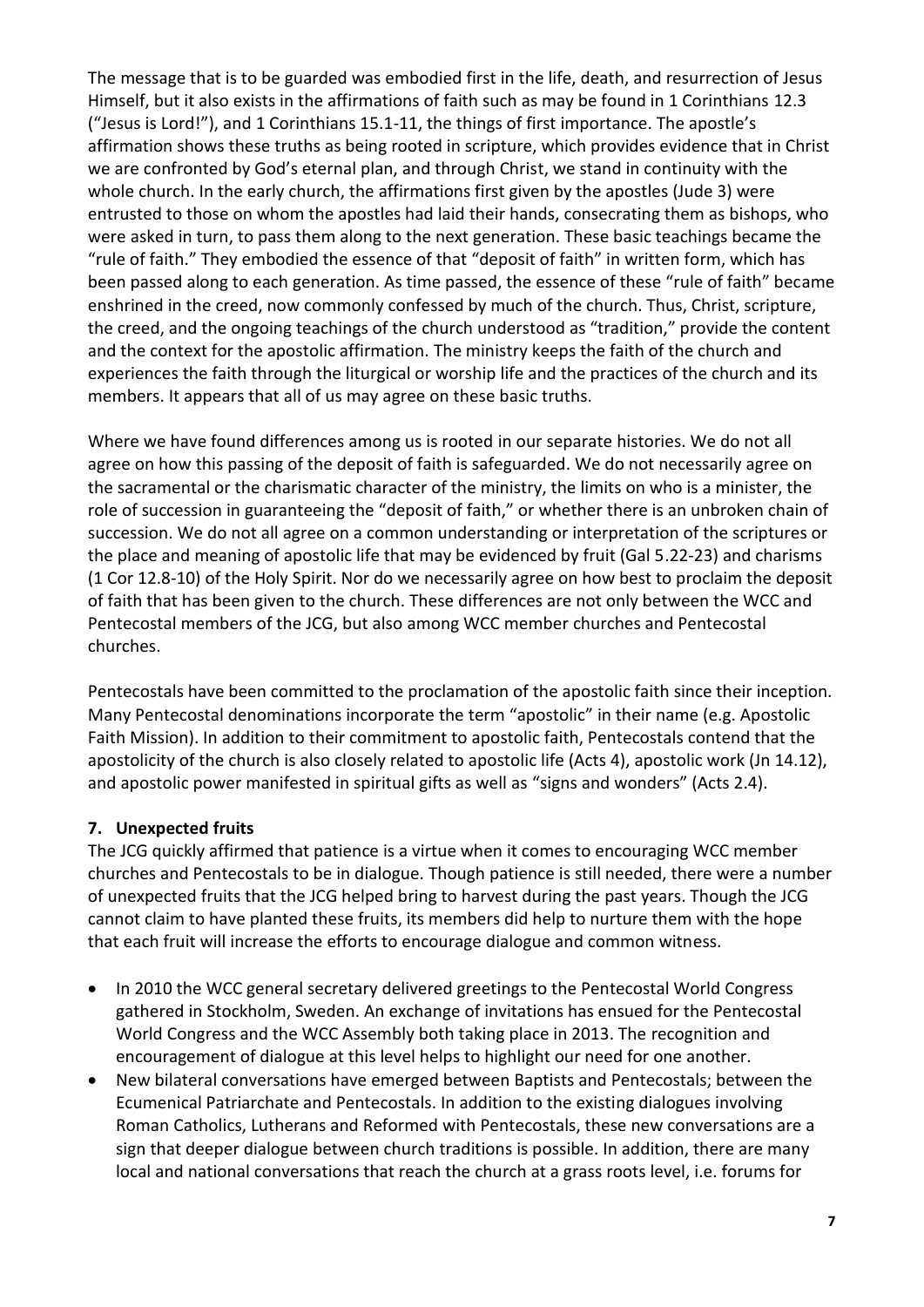The message that is to be guarded was embodied first in the life, death, and resurrection of Jesus Himself, but it also exists in the affirmations of faith such as may be found in 1 Corinthians 12.3 ("Jesus is Lord!"), and 1 Corinthians 15.1-11, the things of first importance. The apostle's affirmation shows these truths as being rooted in scripture, which provides evidence that in Christ we are confronted by God's eternal plan, and through Christ, we stand in continuity with the whole church. In the early church, the affirmations first given by the apostles (Jude 3) were entrusted to those on whom the apostles had laid their hands, consecrating them as bishops, who were asked in turn, to pass them along to the next generation. These basic teachings became the "rule of faith." They embodied the essence of that "deposit of faith" in written form, which has been passed along to each generation. As time passed, the essence of these "rule of faith" became enshrined in the creed, now commonly confessed by much of the church. Thus, Christ, scripture, the creed, and the ongoing teachings of the church understood as "tradition," provide the content and the context for the apostolic affirmation. The ministry keeps the faith of the church and experiences the faith through the liturgical or worship life and the practices of the church and its members. It appears that all of us may agree on these basic truths.

Where we have found differences among us is rooted in our separate histories. We do not all agree on how this passing of the deposit of faith is safeguarded. We do not necessarily agree on the sacramental or the charismatic character of the ministry, the limits on who is a minister, the role of succession in guaranteeing the "deposit of faith," or whether there is an unbroken chain of succession. We do not all agree on a common understanding or interpretation of the scriptures or the place and meaning of apostolic life that may be evidenced by fruit (Gal 5.22-23) and charisms (1 Cor 12.8-10) of the Holy Spirit. Nor do we necessarily agree on how best to proclaim the deposit of faith that has been given to the church. These differences are not only between the WCC and Pentecostal members of the JCG, but also among WCC member churches and Pentecostal churches.

Pentecostals have been committed to the proclamation of the apostolic faith since their inception. Many Pentecostal denominations incorporate the term "apostolic" in their name (e.g. Apostolic Faith Mission). In addition to their commitment to apostolic faith, Pentecostals contend that the apostolicity of the church is also closely related to apostolic life (Acts 4), apostolic work (Jn 14.12), and apostolic power manifested in spiritual gifts as well as "signs and wonders" (Acts 2.4).

## 7. Unexpected fruits

The JCG quickly affirmed that patience is a virtue when it comes to encouraging WCC member churches and Pentecostals to be in dialogue. Though patience is still needed, there were a number of unexpected fruits that the JCG helped bring to harvest during the past years. Though the JCG cannot claim to have planted these fruits, its members did help to nurture them with the hope that each fruit will increase the efforts to encourage dialogue and common witness.

- In 2010 the WCC general secretary delivered greetings to the Pentecostal World Congress gathered in Stockholm, Sweden. An exchange of invitations has ensued for the Pentecostal World Congress and the WCC Assembly both taking place in 2013. The recognition and encouragement of dialogue at this level helps to highlight our need for one another.
- New bilateral conversations have emerged between Baptists and Pentecostals; between the Ecumenical Patriarchate and Pentecostals. In addition to the existing dialogues involving Roman Catholics, Lutherans and Reformed with Pentecostals, these new conversations are a sign that deeper dialogue between church traditions is possible. In addition, there are many local and national conversations that reach the church at a grass roots level, i.e. forums for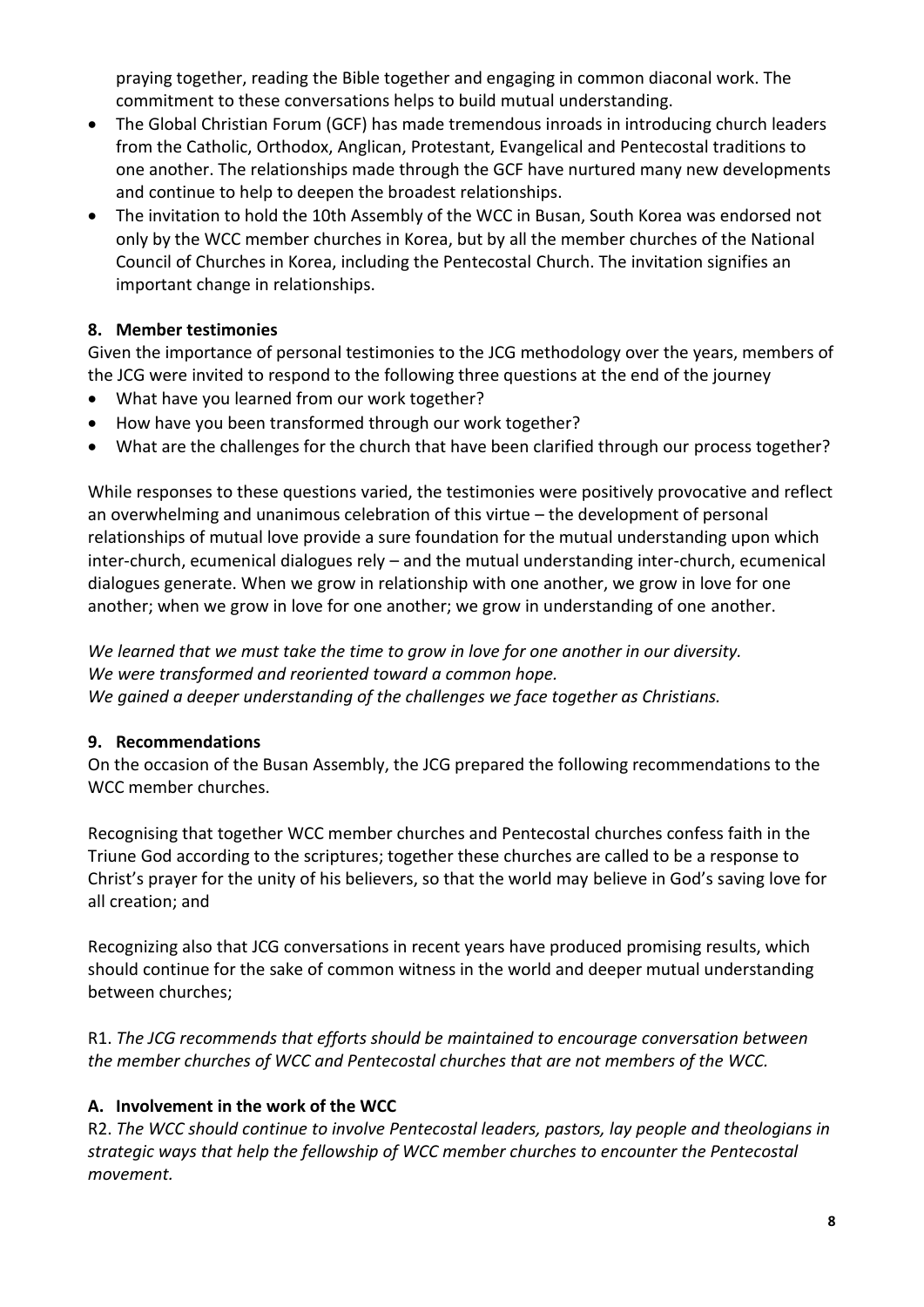praying together, reading the Bible together and engaging in common diaconal work. The commitment to these conversations helps to build mutual understanding.

- The Global Christian Forum (GCF) has made tremendous inroads in introducing church leaders from the Catholic, Orthodox, Anglican, Protestant, Evangelical and Pentecostal traditions to one another. The relationships made through the GCF have nurtured many new developments and continue to help to deepen the broadest relationships.
- The invitation to hold the 10th Assembly of the WCC in Busan, South Korea was endorsed not only by the WCC member churches in Korea, but by all the member churches of the National Council of Churches in Korea, including the Pentecostal Church. The invitation signifies an important change in relationships.

## 8. Member testimonies

Given the importance of personal testimonies to the JCG methodology over the years, members of the JCG were invited to respond to the following three questions at the end of the journey

- What have you learned from our work together?
- How have you been transformed through our work together?
- What are the challenges for the church that have been clarified through our process together?

While responses to these questions varied, the testimonies were positively provocative and reflect an overwhelming and unanimous celebration of this virtue – the development of personal relationships of mutual love provide a sure foundation for the mutual understanding upon which inter-church, ecumenical dialogues rely – and the mutual understanding inter-church, ecumenical dialogues generate. When we grow in relationship with one another, we grow in love for one another; when we grow in love for one another; we grow in understanding of one another.

*We learned that we must take the time to grow in love for one another in our diversity.*
*We were transformed and reoriented toward a common hope.*
*We gained a deeper understanding of the challenges we face together as Christians.*

## 9. Recommendations

On the occasion of the Busan Assembly, the JCG prepared the following recommendations to the WCC member churches.

Recognising that together WCC member churches and Pentecostal churches confess faith in the Triune God according to the scriptures; together these churches are called to be a response to Christ's prayer for the unity of his believers, so that the world may believe in God's saving love for all creation; and

Recognizing also that JCG conversations in recent years have produced promising results, which should continue for the sake of common witness in the world and deeper mutual understanding between churches;

R1. *The JCG recommends that efforts should be maintained to encourage conversation between the member churches of WCC and Pentecostal churches that are not members of the WCC.*

### A. Involvement in the work of the WCC

R2. *The WCC should continue to involve Pentecostal leaders, pastors, lay people and theologians in strategic ways that help the fellowship of WCC member churches to encounter the Pentecostal movement.*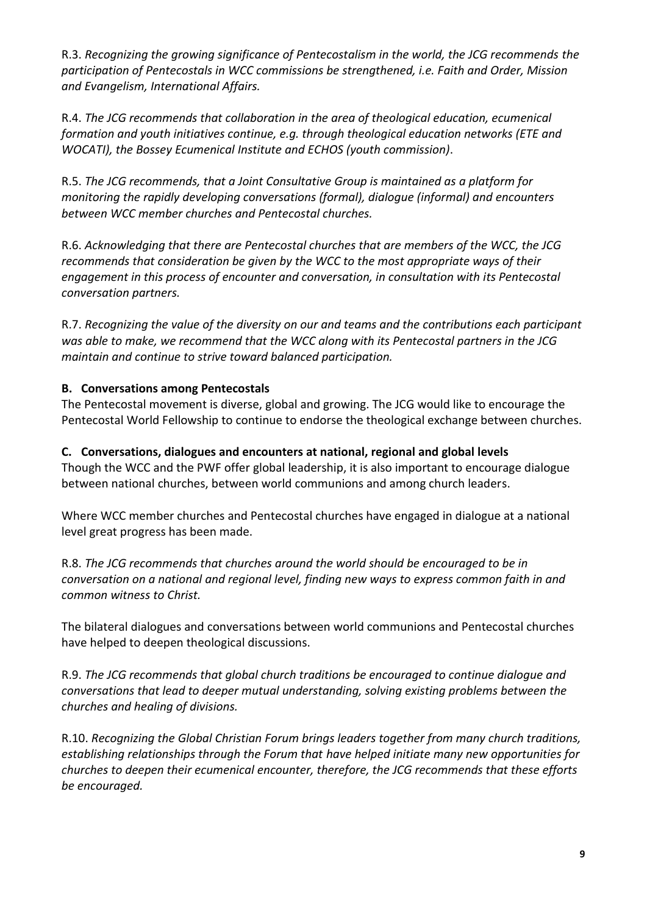R.3. *Recognizing the growing significance of Pentecostalism in the world, the JCG recommends the participation of Pentecostals in WCC commissions be strengthened, i.e. Faith and Order, Mission and Evangelism, International Affairs.*

R.4. *The JCG recommends that collaboration in the area of theological education, ecumenical formation and youth initiatives continue, e.g. through theological education networks (ETE and WOCATI), the Bossey Ecumenical Institute and ECHOS (youth commission)*.

R.5. *The JCG recommends, that a Joint Consultative Group is maintained as a platform for monitoring the rapidly developing conversations (formal), dialogue (informal) and encounters between WCC member churches and Pentecostal churches.*

R.6. *Acknowledging that there are Pentecostal churches that are members of the WCC, the JCG recommends that consideration be given by the WCC to the most appropriate ways of their engagement in this process of encounter and conversation, in consultation with its Pentecostal conversation partners.*

R.7. *Recognizing the value of the diversity on our and teams and the contributions each participant was able to make, we recommend that the WCC along with its Pentecostal partners in the JCG maintain and continue to strive toward balanced participation.*

**B. Conversations among Pentecostals**

The Pentecostal movement is diverse, global and growing. The JCG would like to encourage the Pentecostal World Fellowship to continue to endorse the theological exchange between churches.

**C. Conversations, dialogues and encounters at national, regional and global levels**

Though the WCC and the PWF offer global leadership, it is also important to encourage dialogue between national churches, between world communions and among church leaders.

Where WCC member churches and Pentecostal churches have engaged in dialogue at a national level great progress has been made.

R.8. *The JCG recommends that churches around the world should be encouraged to be in conversation on a national and regional level, finding new ways to express common faith in and common witness to Christ.*

The bilateral dialogues and conversations between world communions and Pentecostal churches have helped to deepen theological discussions.

R.9. *The JCG recommends that global church traditions be encouraged to continue dialogue and conversations that lead to deeper mutual understanding, solving existing problems between the churches and healing of divisions.*

R.10. *Recognizing the Global Christian Forum brings leaders together from many church traditions, establishing relationships through the Forum that have helped initiate many new opportunities for churches to deepen their ecumenical encounter, therefore, the JCG recommends that these efforts be encouraged.*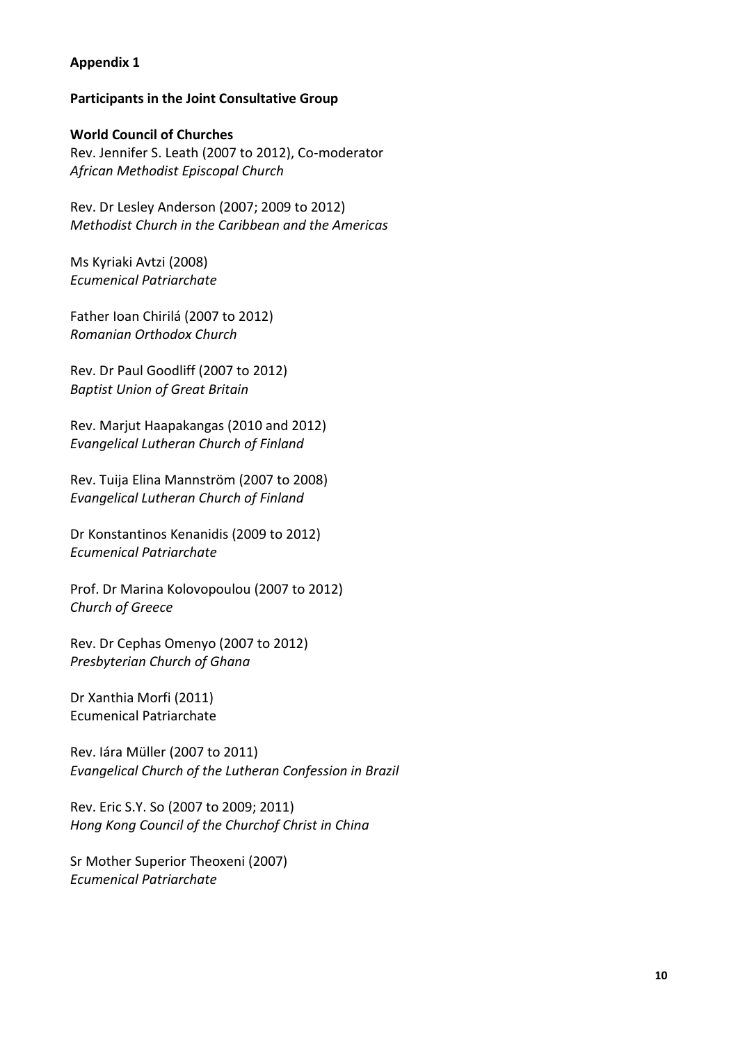**Appendix 1**

**Participants in the Joint Consultative Group**

**World Council of Churches**

Rev. Jennifer S. Leath (2007 to 2012), Co-moderator
*African Methodist Episcopal Church*

Rev. Dr Lesley Anderson (2007; 2009 to 2012)
*Methodist Church in the Caribbean and the Americas*

Ms Kyriaki Avtzi (2008)
*Ecumenical Patriarchate*

Father Ioan Chirilá (2007 to 2012)
*Romanian Orthodox Church*

Rev. Dr Paul Goodliff (2007 to 2012)
*Baptist Union of Great Britain*

Rev. Marjut Haapakangas (2010 and 2012)
*Evangelical Lutheran Church of Finland*

Rev. Tuija Elina Mannström (2007 to 2008)
*Evangelical Lutheran Church of Finland*

Dr Konstantinos Kenanidis (2009 to 2012)
*Ecumenical Patriarchate*

Prof. Dr Marina Kolovopoulou (2007 to 2012)
*Church of Greece*

Rev. Dr Cephas Omenyo (2007 to 2012)
*Presbyterian Church of Ghana*

Dr Xanthia Morfi (2011)
Ecumenical Patriarchate

Rev. Iára Müller (2007 to 2011)
*Evangelical Church of the Lutheran Confession in Brazil*

Rev. Eric S.Y. So (2007 to 2009; 2011)
*Hong Kong Council of the Churchof Christ in China*

Sr Mother Superior Theoxeni (2007)
*Ecumenical Patriarchate*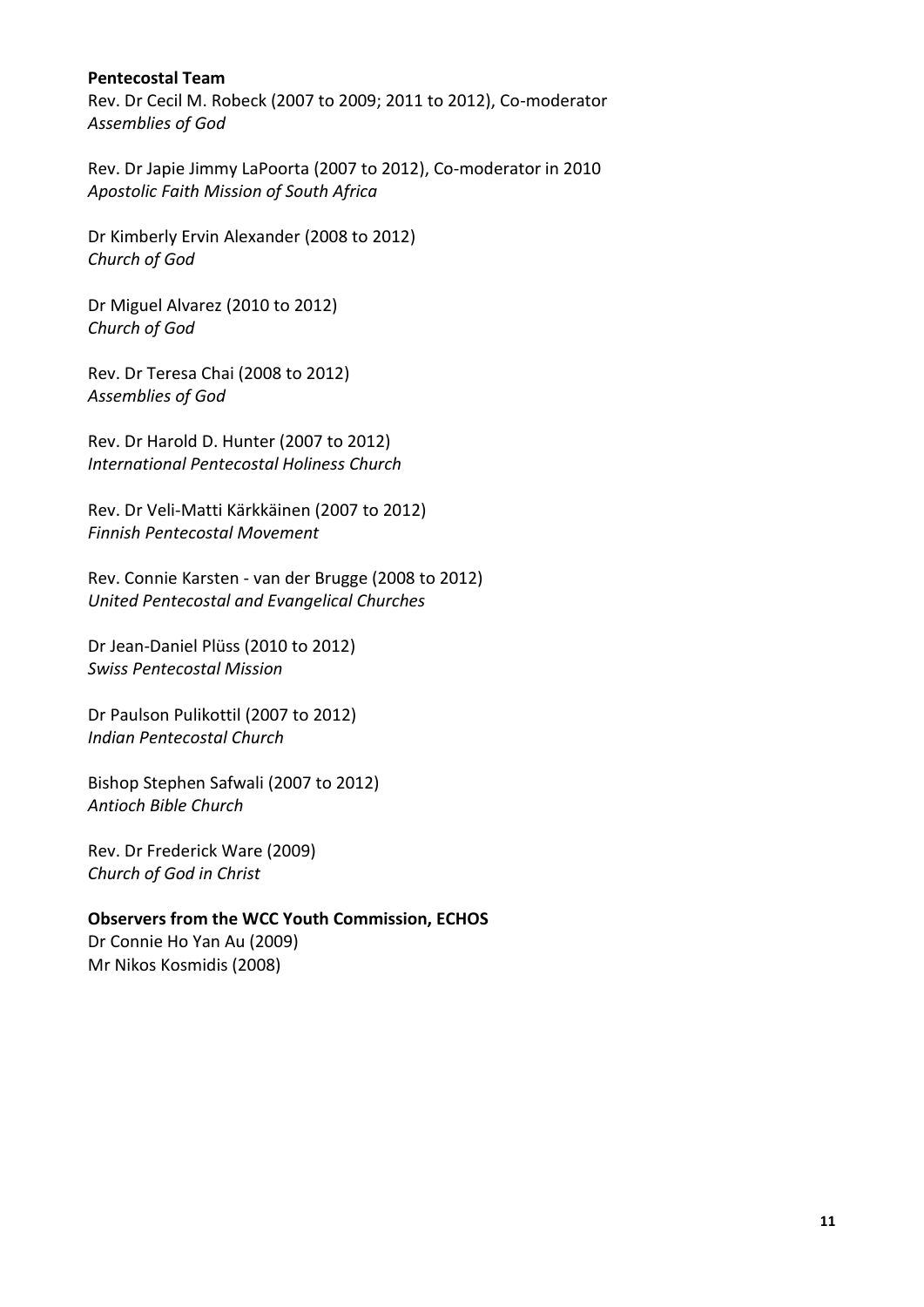**Pentecostal Team**

Rev. Dr Cecil M. Robeck (2007 to 2009; 2011 to 2012), Co-moderator
*Assemblies of God*

Rev. Dr Japie Jimmy LaPoorta (2007 to 2012), Co-moderator in 2010
*Apostolic Faith Mission of South Africa*

Dr Kimberly Ervin Alexander (2008 to 2012)
*Church of God*

Dr Miguel Alvarez (2010 to 2012)
*Church of God*

Rev. Dr Teresa Chai (2008 to 2012)
*Assemblies of God*

Rev. Dr Harold D. Hunter (2007 to 2012)
*International Pentecostal Holiness Church*

Rev. Dr Veli-Matti Kärkkäinen (2007 to 2012)
*Finnish Pentecostal Movement*

Rev. Connie Karsten - van der Brugge (2008 to 2012)
*United Pentecostal and Evangelical Churches*

Dr Jean-Daniel Plüss (2010 to 2012)
*Swiss Pentecostal Mission*

Dr Paulson Pulikottil (2007 to 2012)
*Indian Pentecostal Church*

Bishop Stephen Safwali (2007 to 2012)
*Antioch Bible Church*

Rev. Dr Frederick Ware (2009)
*Church of God in Christ*

**Observers from the WCC Youth Commission, ECHOS**

Dr Connie Ho Yan Au (2009)
Mr Nikos Kosmidis (2008)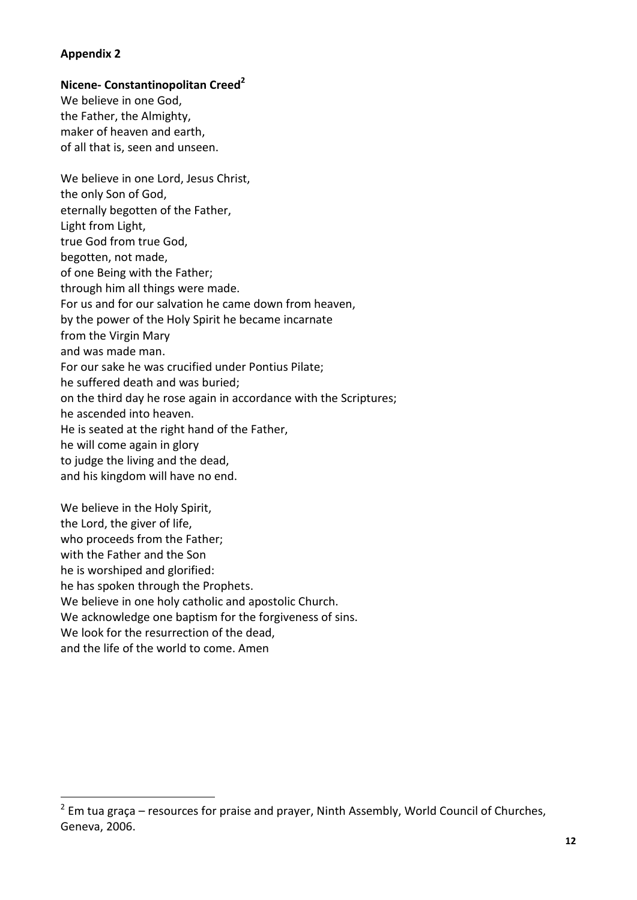**Appendix 2**

**Nicene- Constantinopolitan Creed**[2]

We believe in one God,
the Father, the Almighty,
maker of heaven and earth,
of all that is, seen and unseen.

We believe in one Lord, Jesus Christ,
the only Son of God,
eternally begotten of the Father,
Light from Light,
true God from true God,
begotten, not made,
of one Being with the Father;
through him all things were made.
For us and for our salvation he came down from heaven,
by the power of the Holy Spirit he became incarnate
from the Virgin Mary
and was made man.
For our sake he was crucified under Pontius Pilate;
he suffered death and was buried;
on the third day he rose again in accordance with the Scriptures;
he ascended into heaven.
He is seated at the right hand of the Father,
he will come again in glory
to judge the living and the dead,
and his kingdom will have no end.

We believe in the Holy Spirit,
the Lord, the giver of life,
who proceeds from the Father;
with the Father and the Son
he is worshiped and glorified:
he has spoken through the Prophets.
We believe in one holy catholic and apostolic Church.
We acknowledge one baptism for the forgiveness of sins.
We look for the resurrection of the dead,
and the life of the world to come. Amen

---

[2] Em tua graça – resources for praise and prayer, Ninth Assembly, World Council of Churches, Geneva, 2006.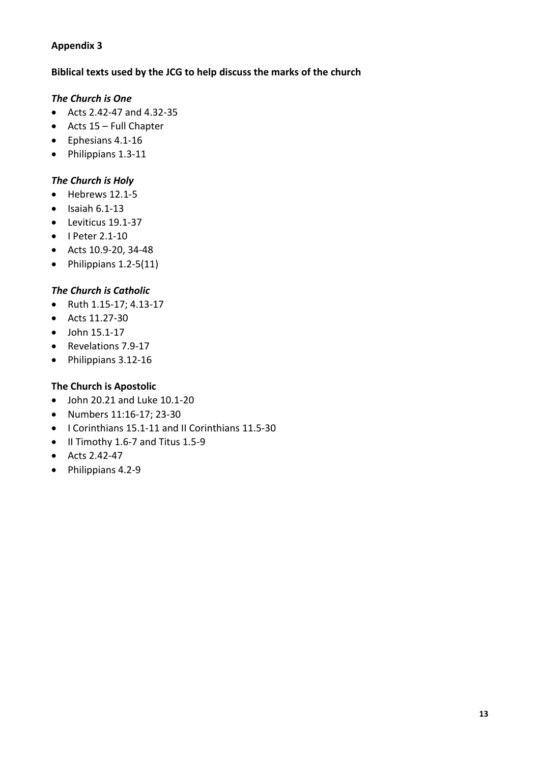**Appendix 3**

**Biblical texts used by the JCG to help discuss the marks of the church**

***The Church is One***

- Acts 2.42-47 and 4.32-35
- Acts 15 – Full Chapter
- Ephesians 4.1-16
- Philippians 1.3-11

***The Church is Holy***

- Hebrews 12.1-5
- Isaiah 6.1-13
- Leviticus 19.1-37
- I Peter 2.1-10
- Acts 10.9-20, 34-48
- Philippians 1.2-5(11)

***The Church is Catholic***

- Ruth 1.15-17; 4.13-17
- Acts 11.27-30
- John 15.1-17
- Revelations 7.9-17
- Philippians 3.12-16

**The Church is Apostolic**

- John 20.21 and Luke 10.1-20
- Numbers 11:16-17; 23-30
- I Corinthians 15.1-11 and II Corinthians 11.5-30
- II Timothy 1.6-7 and Titus 1.5-9
- Acts 2.42-47
- Philippians 4.2-9